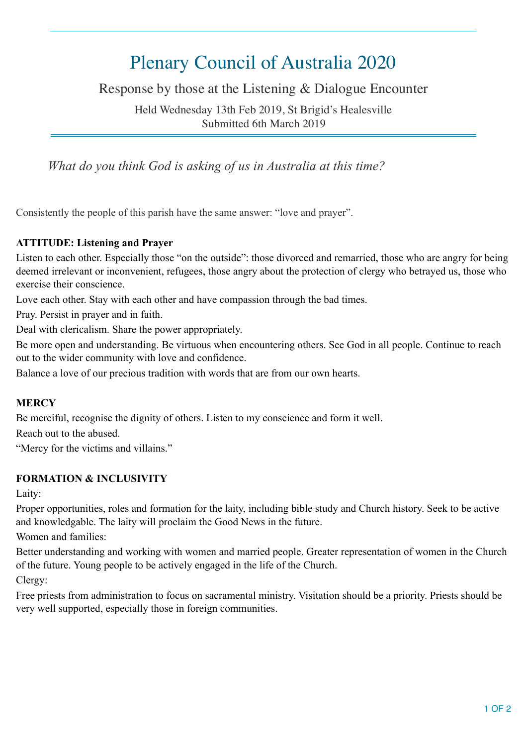# Plenary Council of Australia 2020

## Response by those at the Listening & Dialogue Encounter

Held Wednesday 13th Feb 2019, St Brigid's Healesville
Submitted 6th March 2019

*What do you think God is asking of us in Australia at this time?*

Consistently the people of this parish have the same answer: "love and prayer".

**ATTITUDE: Listening and Prayer**

Listen to each other. Especially those "on the outside": those divorced and remarried, those who are angry for being deemed irrelevant or inconvenient, refugees, those angry about the protection of clergy who betrayed us, those who exercise their conscience.

Love each other. Stay with each other and have compassion through the bad times.

Pray. Persist in prayer and in faith.

Deal with clericalism. Share the power appropriately.

Be more open and understanding. Be virtuous when encountering others. See God in all people. Continue to reach out to the wider community with love and confidence.

Balance a love of our precious tradition with words that are from our own hearts.

**MERCY**

Be merciful, recognise the dignity of others. Listen to my conscience and form it well.

Reach out to the abused.

"Mercy for the victims and villains."

**FORMATION & INCLUSIVITY**

Laity:

Proper opportunities, roles and formation for the laity, including bible study and Church history. Seek to be active and knowledgable. The laity will proclaim the Good News in the future.

Women and families:

Better understanding and working with women and married people. Greater representation of women in the Church of the future. Young people to be actively engaged in the life of the Church.

Clergy:

Free priests from administration to focus on sacramental ministry. Visitation should be a priority. Priests should be very well supported, especially those in foreign communities.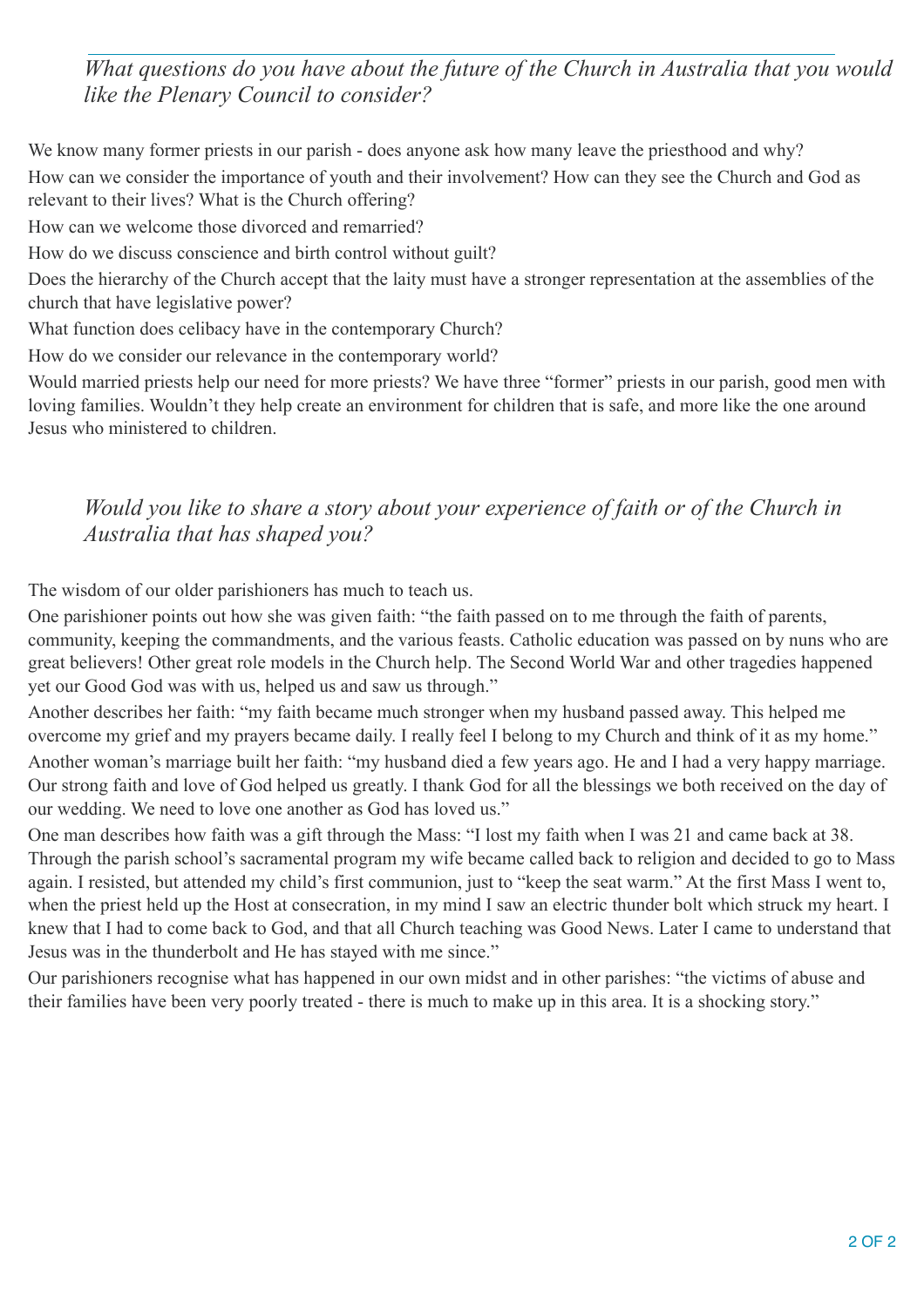## *What questions do you have about the future of the Church in Australia that you would like the Plenary Council to consider?*

We know many former priests in our parish - does anyone ask how many leave the priesthood and why?

How can we consider the importance of youth and their involvement? How can they see the Church and God as relevant to their lives? What is the Church offering?

How can we welcome those divorced and remarried?

How do we discuss conscience and birth control without guilt?

Does the hierarchy of the Church accept that the laity must have a stronger representation at the assemblies of the church that have legislative power?

What function does celibacy have in the contemporary Church?

How do we consider our relevance in the contemporary world?

Would married priests help our need for more priests? We have three "former" priests in our parish, good men with loving families. Wouldn't they help create an environment for children that is safe, and more like the one around Jesus who ministered to children.

## *Would you like to share a story about your experience of faith or of the Church in Australia that has shaped you?*

The wisdom of our older parishioners has much to teach us.

One parishioner points out how she was given faith: "the faith passed on to me through the faith of parents, community, keeping the commandments, and the various feasts. Catholic education was passed on by nuns who are great believers! Other great role models in the Church help. The Second World War and other tragedies happened yet our Good God was with us, helped us and saw us through."

Another describes her faith: "my faith became much stronger when my husband passed away. This helped me overcome my grief and my prayers became daily. I really feel I belong to my Church and think of it as my home."

Another woman's marriage built her faith: "my husband died a few years ago. He and I had a very happy marriage. Our strong faith and love of God helped us greatly. I thank God for all the blessings we both received on the day of our wedding. We need to love one another as God has loved us."

One man describes how faith was a gift through the Mass: "I lost my faith when I was 21 and came back at 38. Through the parish school's sacramental program my wife became called back to religion and decided to go to Mass again. I resisted, but attended my child's first communion, just to "keep the seat warm." At the first Mass I went to, when the priest held up the Host at consecration, in my mind I saw an electric thunder bolt which struck my heart. I knew that I had to come back to God, and that all Church teaching was Good News. Later I came to understand that Jesus was in the thunderbolt and He has stayed with me since."

Our parishioners recognise what has happened in our own midst and in other parishes: "the victims of abuse and their families have been very poorly treated - there is much to make up in this area. It is a shocking story."